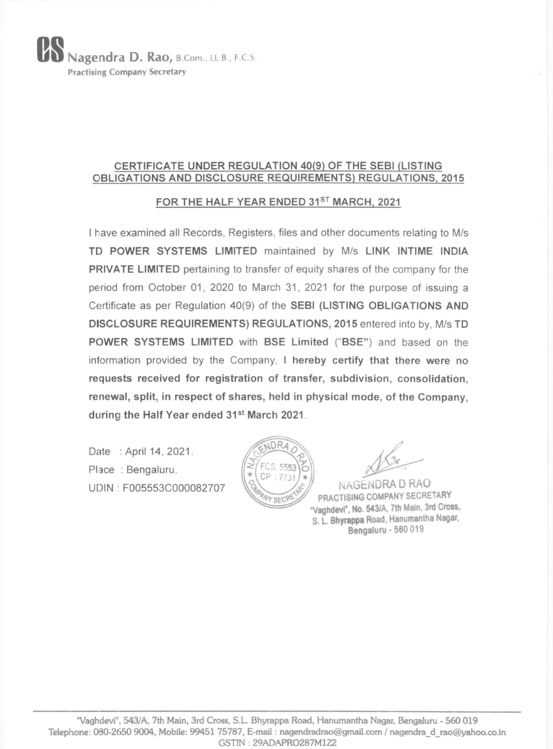**Nagendra D. Rao**, B.Com., LL.B., F.C.S.
Practising Company Secretary

## CERTIFICATE UNDER REGULATION 40(9) OF THE SEBI (LISTING OBLIGATIONS AND DISCLOSURE REQUIREMENTS) REGULATIONS, 2015

### FOR THE HALF YEAR ENDED 31ST MARCH, 2021

I have examined all Records, Registers, files and other documents relating to M/s **TD POWER SYSTEMS LIMITED** maintained by M/s **LINK INTIME INDIA PRIVATE LIMITED** pertaining to transfer of equity shares of the company for the period from October 01, 2020 to March 31, 2021 for the purpose of issuing a Certificate as per Regulation 40(9) of the **SEBI (LISTING OBLIGATIONS AND DISCLOSURE REQUIREMENTS) REGULATIONS, 2015** entered into by, M/s **TD POWER SYSTEMS LIMITED** with **BSE Limited** ("**BSE**") and based on the information provided by the Company, **I hereby certify that there were no requests received for registration of transfer, subdivision, consolidation, renewal, split, in respect of shares, held in physical mode, of the Company, during the Half Year ended 31st March 2021**.

Date : April 14, 2021.
Place : Bengaluru.
UDIN : F005553C000082707

NAGENDRA D RAO
PRACTISING COMPANY SECRETARY
"Vaghdevi", No. 543/A, 7th Main, 3rd Cross,
S. L. Bhyrappa Road, Hanumantha Nagar,
Bengaluru - 560 019

"Vaghdevi", 543/A, 7th Main, 3rd Cross, S.L. Bhyrappa Road, Hanumantha Nagar, Bengaluru - 560 019
Telephone: 080-2650 9004, Mobile: 99451 75787, E-mail : nagendradrao@gmail.com / nagendra_d_rao@yahoo.co.in
GSTIN : 29ADAPRO287M1Z2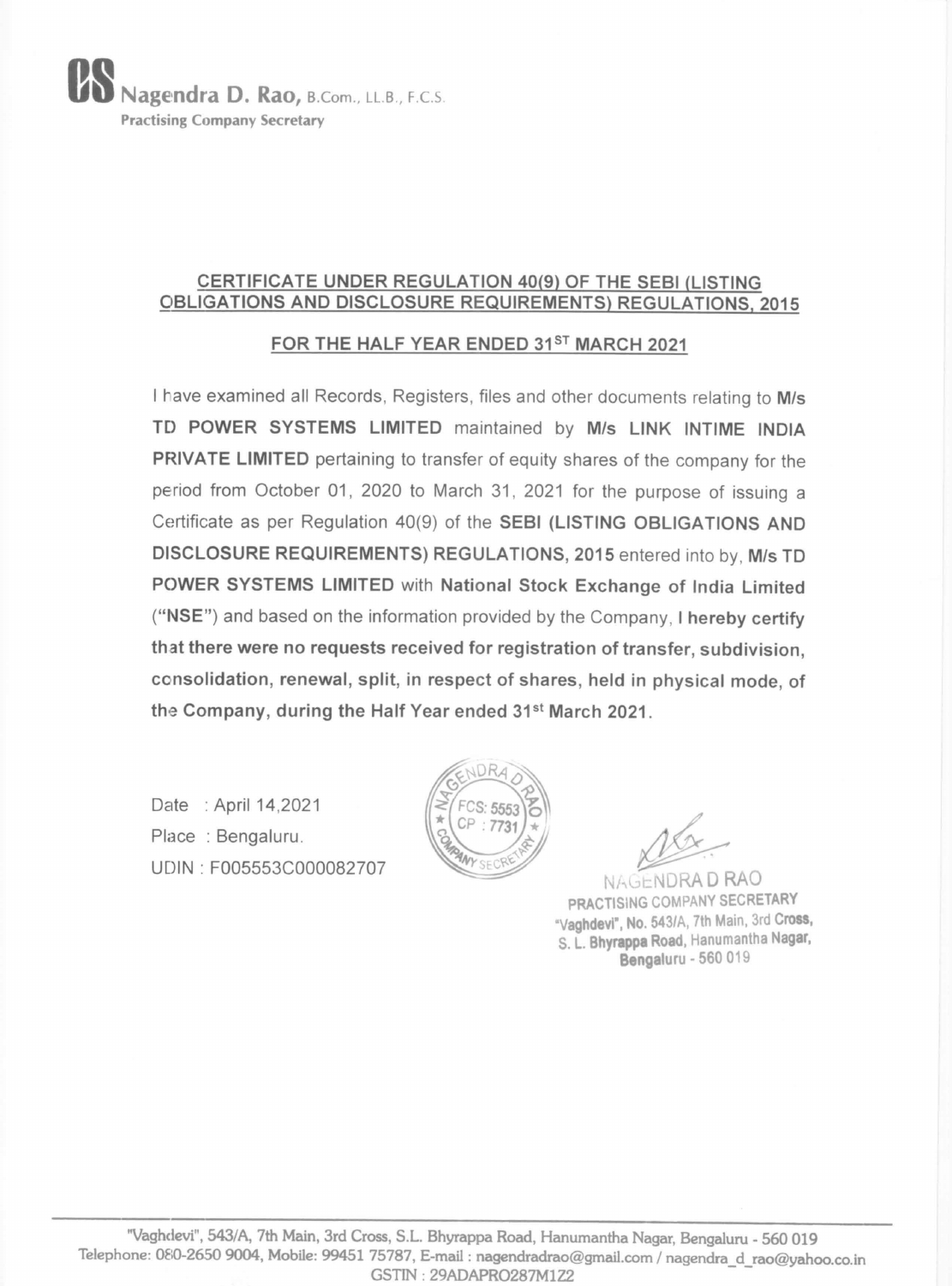**Nagendra D. Rao,** B.Com., LL.B., F.C.S.
**Practising Company Secretary**

## CERTIFICATE UNDER REGULATION 40(9) OF THE SEBI (LISTING OBLIGATIONS AND DISCLOSURE REQUIREMENTS) REGULATIONS, 2015

### FOR THE HALF YEAR ENDED 31ST MARCH 2021

I have examined all Records, Registers, files and other documents relating to **M/s TD POWER SYSTEMS LIMITED** maintained by **M/s LINK INTIME INDIA PRIVATE LIMITED** pertaining to transfer of equity shares of the company for the period from October 01, 2020 to March 31, 2021 for the purpose of issuing a Certificate as per Regulation 40(9) of the **SEBI (LISTING OBLIGATIONS AND DISCLOSURE REQUIREMENTS) REGULATIONS, 2015** entered into by, **M/s TD POWER SYSTEMS LIMITED** with **National Stock Exchange of India Limited ("NSE")** and based on the information provided by the Company, **I hereby certify that there were no requests received for registration of transfer, subdivision, consolidation, renewal, split, in respect of shares, held in physical mode, of the Company, during the Half Year ended 31st March 2021.**

Date : April 14,2021
Place : Bengaluru.
UDIN : F005553C000082707

NAGENDRA D RAO
PRACTISING COMPANY SECRETARY
"Vaghdevi", No. 543/A, 7th Main, 3rd Cross,
S. L. Bhyrappa Road, Hanumantha Nagar,
Bengaluru - 560 019

"Vaghdevi", 543/A, 7th Main, 3rd Cross, S.L. Bhyrappa Road, Hanumantha Nagar, Bengaluru - 560 019
Telephone: 080-2650 9004, Mobile: 99451 75787, E-mail : nagendradrao@gmail.com / nagendra_d_rao@yahoo.co.in
GSTIN : 29ADAPR0287M1Z2